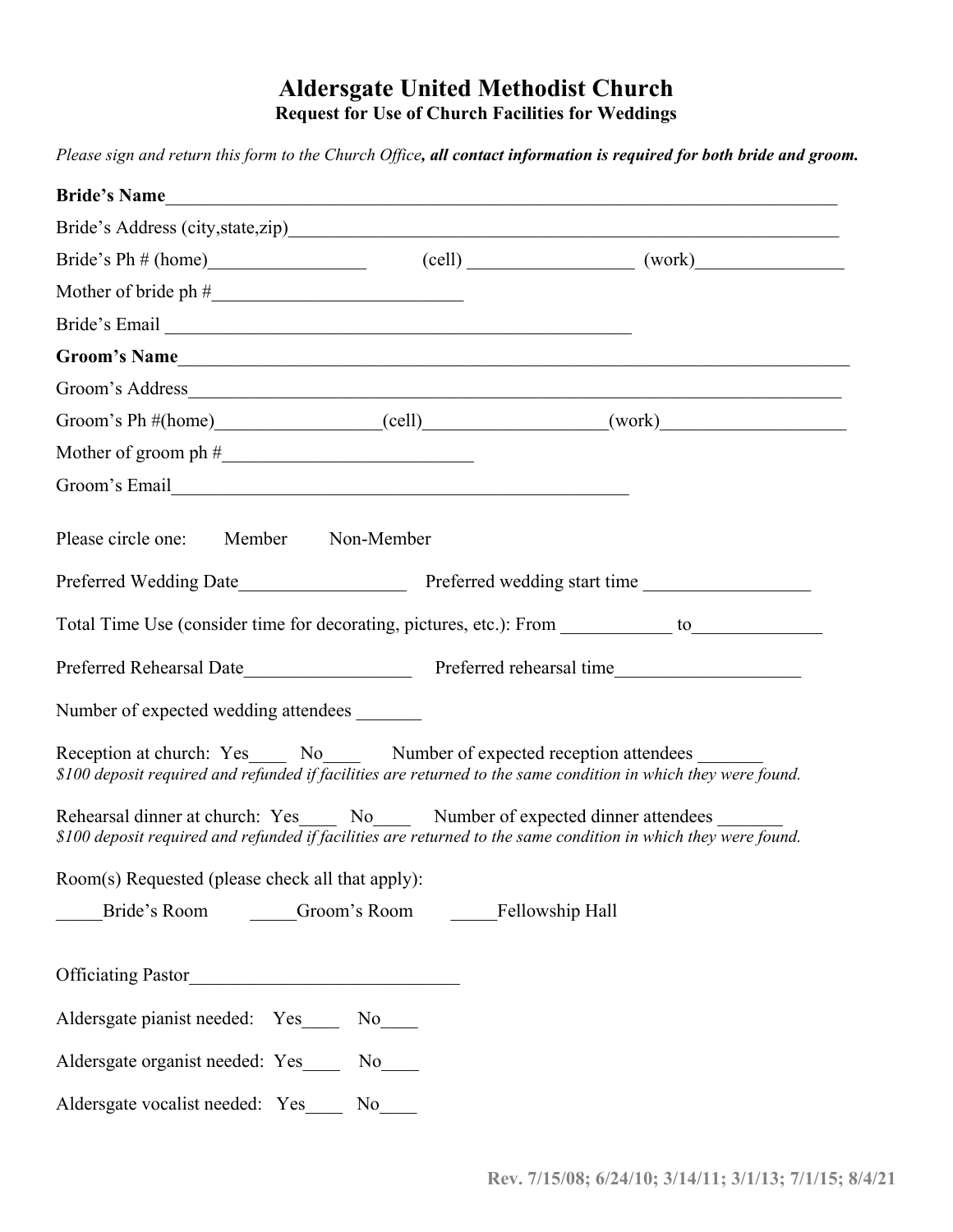# Aldersgate United Methodist Church

## Request for Use of Church Facilities for Weddings

*Please sign and return this form to the Church Office****, all contact information is required for both bride and groom.***

**Bride's Name**\_\_\_\_\_\_\_\_\_\_\_\_\_\_\_\_\_\_\_\_\_\_\_\_\_\_\_\_\_\_\_\_\_\_\_\_\_\_\_\_\_\_\_\_\_\_\_\_\_\_\_\_\_\_\_\_\_\_\_\_\_\_\_\_\_\_\_\_\_\_\_\_

Bride's Address (city,state,zip)\_\_\_\_\_\_\_\_\_\_\_\_\_\_\_\_\_\_\_\_\_\_\_\_\_\_\_\_\_\_\_\_\_\_\_\_\_\_\_\_\_\_\_\_\_\_\_\_\_\_\_\_\_\_\_\_\_\_

Bride's Ph # (home)\_\_\_\_\_\_\_\_\_\_\_\_\_\_\_\_\_ (cell) \_\_\_\_\_\_\_\_\_\_\_\_\_\_\_\_\_ (work)\_\_\_\_\_\_\_\_\_\_\_\_\_\_\_\_

Mother of bride ph #\_\_\_\_\_\_\_\_\_\_\_\_\_\_\_\_\_\_\_\_\_\_\_\_\_\_\_

Bride's Email \_\_\_\_\_\_\_\_\_\_\_\_\_\_\_\_\_\_\_\_\_\_\_\_\_\_\_\_\_\_\_\_\_\_\_\_\_\_\_\_\_\_\_\_\_\_\_\_\_\_

**Groom's Name**\_\_\_\_\_\_\_\_\_\_\_\_\_\_\_\_\_\_\_\_\_\_\_\_\_\_\_\_\_\_\_\_\_\_\_\_\_\_\_\_\_\_\_\_\_\_\_\_\_\_\_\_\_\_\_\_\_\_\_\_\_\_\_\_\_\_\_\_\_\_\_\_

Groom's Address\_\_\_\_\_\_\_\_\_\_\_\_\_\_\_\_\_\_\_\_\_\_\_\_\_\_\_\_\_\_\_\_\_\_\_\_\_\_\_\_\_\_\_\_\_\_\_\_\_\_\_\_\_\_\_\_\_\_\_\_\_\_\_\_\_\_\_\_\_\_\_

Groom's Ph #(home)\_\_\_\_\_\_\_\_\_\_\_\_\_\_\_\_\_(cell)\_\_\_\_\_\_\_\_\_\_\_\_\_\_\_\_\_\_\_(work)\_\_\_\_\_\_\_\_\_\_\_\_\_\_\_\_\_\_\_

Mother of groom ph #\_\_\_\_\_\_\_\_\_\_\_\_\_\_\_\_\_\_\_\_\_\_\_\_\_\_\_

Groom's Email\_\_\_\_\_\_\_\_\_\_\_\_\_\_\_\_\_\_\_\_\_\_\_\_\_\_\_\_\_\_\_\_\_\_\_\_\_\_\_\_\_\_\_\_\_\_\_\_\_\_

Please circle one: Member Non-Member

Preferred Wedding Date\_\_\_\_\_\_\_\_\_\_\_\_\_\_\_\_\_\_ Preferred wedding start time \_\_\_\_\_\_\_\_\_\_\_\_\_\_\_\_\_\_

Total Time Use (consider time for decorating, pictures, etc.): From \_\_\_\_\_\_\_\_\_\_\_\_ to\_\_\_\_\_\_\_\_\_\_\_\_\_\_

Preferred Rehearsal Date\_\_\_\_\_\_\_\_\_\_\_\_\_\_\_\_\_\_ Preferred rehearsal time\_\_\_\_\_\_\_\_\_\_\_\_\_\_\_\_\_\_\_\_

Number of expected wedding attendees \_\_\_\_\_\_\_

Reception at church: Yes\_\_\_\_ No\_\_\_\_ Number of expected reception attendees \_\_\_\_\_\_\_
*$100 deposit required and refunded if facilities are returned to the same condition in which they were found.*

Rehearsal dinner at church: Yes\_\_\_\_ No\_\_\_\_ Number of expected dinner attendees \_\_\_\_\_\_\_
*$100 deposit required and refunded if facilities are returned to the same condition in which they were found.*

Room(s) Requested (please check all that apply):

\_\_\_\_\_Bride's Room \_\_\_\_\_Groom's Room \_\_\_\_\_Fellowship Hall

Officiating Pastor\_\_\_\_\_\_\_\_\_\_\_\_\_\_\_\_\_\_\_\_\_\_\_\_\_\_\_\_\_\_

Aldersgate pianist needed: Yes\_\_\_\_ No\_\_\_\_

Aldersgate organist needed: Yes\_\_\_\_ No\_\_\_\_

Aldersgate vocalist needed: Yes\_\_\_\_ No\_\_\_\_

Rev. 7/15/08; 6/24/10; 3/14/11; 3/1/13; 7/1/15; 8/4/21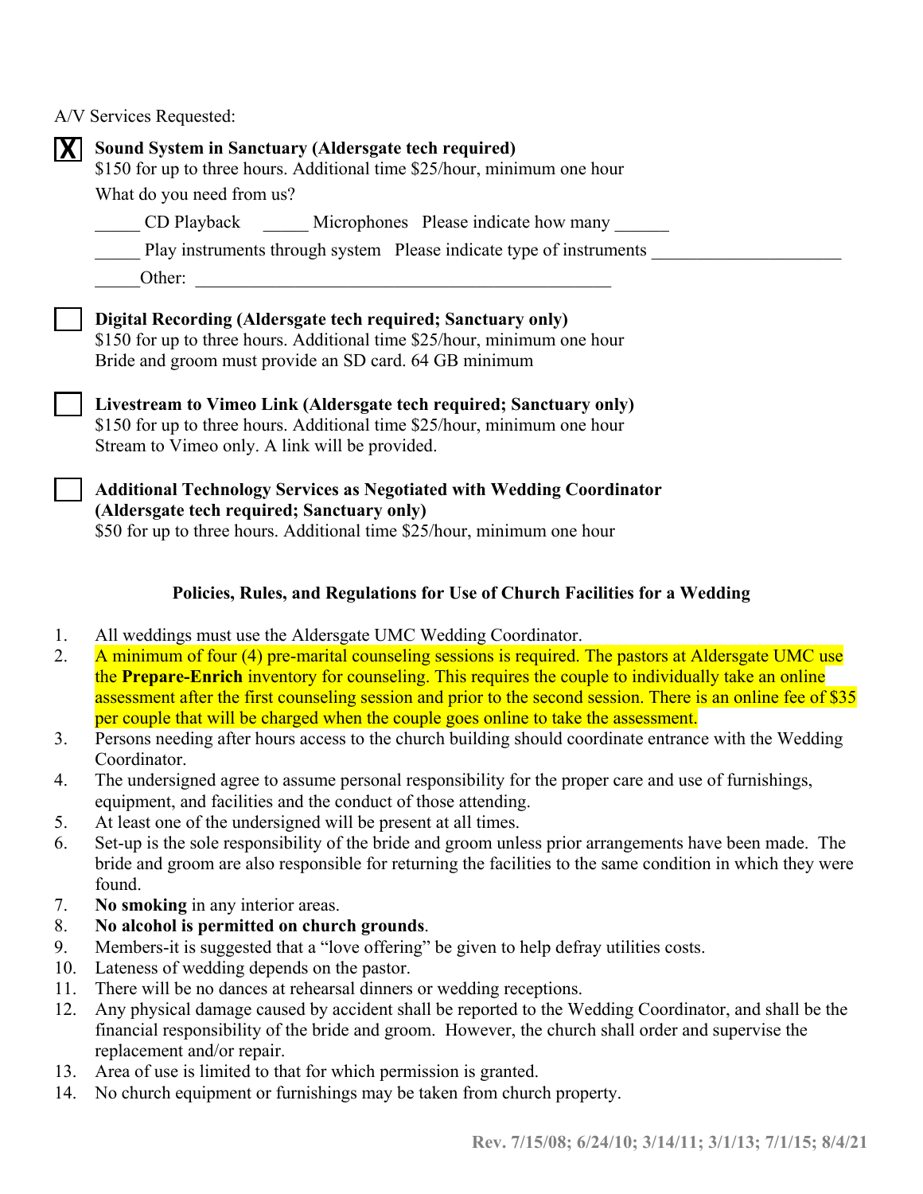A/V Services Requested:

- [x] **Sound System in Sanctuary (Aldersgate tech required)**
  $150 for up to three hours. Additional time $25/hour, minimum one hour
  What do you need from us?

  _____ CD Playback _____ Microphones Please indicate how many ______

  _____ Play instruments through system Please indicate type of instruments ____________________

  _____Other: ______________________________________________

- [ ] **Digital Recording (Aldersgate tech required; Sanctuary only)**
  $150 for up to three hours. Additional time $25/hour, minimum one hour
  Bride and groom must provide an SD card. 64 GB minimum

- [ ] **Livestream to Vimeo Link (Aldersgate tech required; Sanctuary only)**
  $150 for up to three hours. Additional time $25/hour, minimum one hour
  Stream to Vimeo only. A link will be provided.

- [ ] **Additional Technology Services as Negotiated with Wedding Coordinator (Aldersgate tech required; Sanctuary only)**
  $50 for up to three hours. Additional time $25/hour, minimum one hour

**Policies, Rules, and Regulations for Use of Church Facilities for a Wedding**

1. All weddings must use the Aldersgate UMC Wedding Coordinator.
2. A minimum of four (4) pre-marital counseling sessions is required. The pastors at Aldersgate UMC use the **Prepare-Enrich** inventory for counseling. This requires the couple to individually take an online assessment after the first counseling session and prior to the second session. There is an online fee of $35 per couple that will be charged when the couple goes online to take the assessment.
3. Persons needing after hours access to the church building should coordinate entrance with the Wedding Coordinator.
4. The undersigned agree to assume personal responsibility for the proper care and use of furnishings, equipment, and facilities and the conduct of those attending.
5. At least one of the undersigned will be present at all times.
6. Set-up is the sole responsibility of the bride and groom unless prior arrangements have been made. The bride and groom are also responsible for returning the facilities to the same condition in which they were found.
7. **No smoking** in any interior areas.
8. **No alcohol is permitted on church grounds**.
9. Members-it is suggested that a "love offering" be given to help defray utilities costs.
10. Lateness of wedding depends on the pastor.
11. There will be no dances at rehearsal dinners or wedding receptions.
12. Any physical damage caused by accident shall be reported to the Wedding Coordinator, and shall be the financial responsibility of the bride and groom. However, the church shall order and supervise the replacement and/or repair.
13. Area of use is limited to that for which permission is granted.
14. No church equipment or furnishings may be taken from church property.

Rev. 7/15/08; 6/24/10; 3/14/11; 3/1/13; 7/1/15; 8/4/21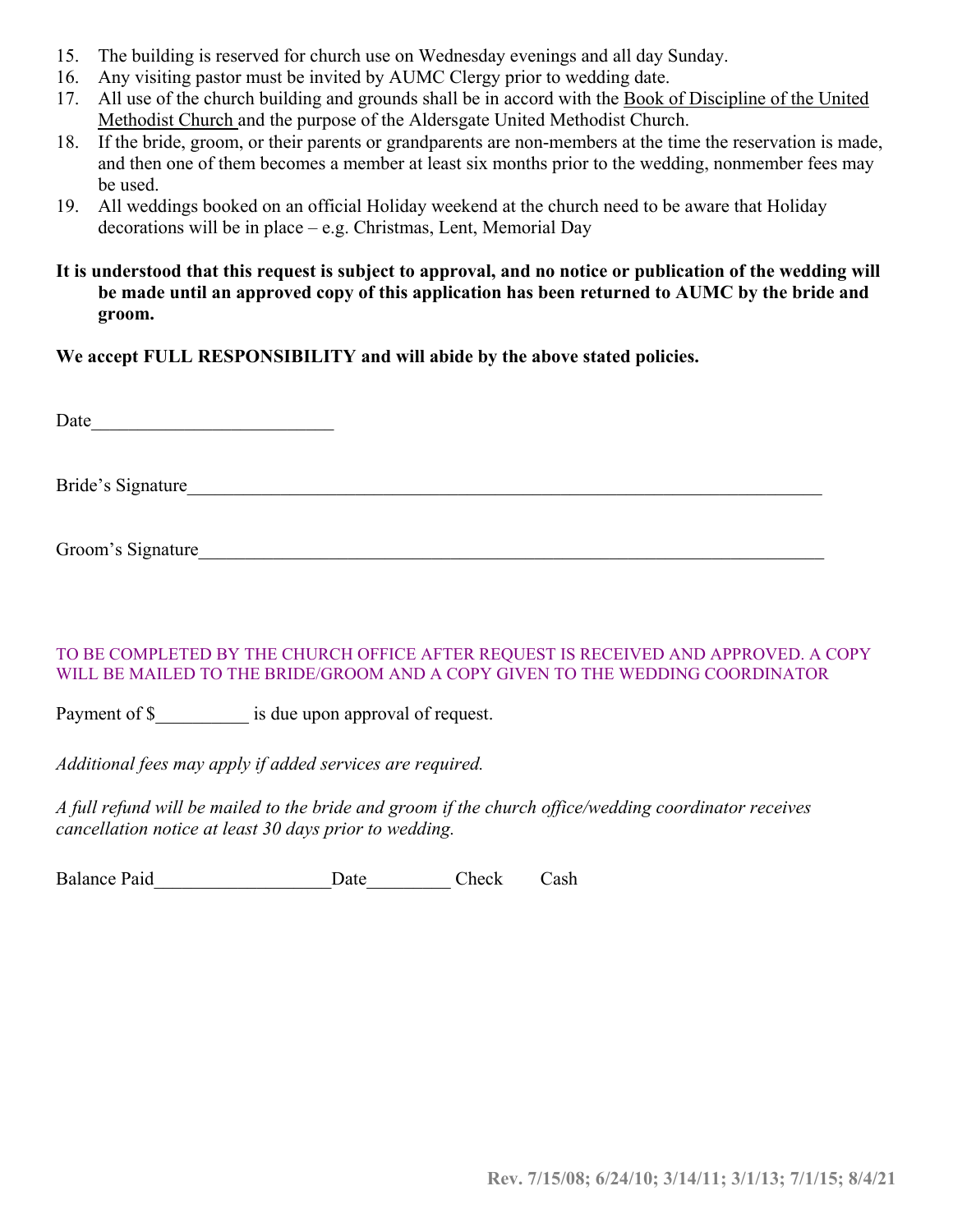15. The building is reserved for church use on Wednesday evenings and all day Sunday.
16. Any visiting pastor must be invited by AUMC Clergy prior to wedding date.
17. All use of the church building and grounds shall be in accord with the Book of Discipline of the United Methodist Church and the purpose of the Aldersgate United Methodist Church.
18. If the bride, groom, or their parents or grandparents are non-members at the time the reservation is made, and then one of them becomes a member at least six months prior to the wedding, nonmember fees may be used.
19. All weddings booked on an official Holiday weekend at the church need to be aware that Holiday decorations will be in place – e.g. Christmas, Lent, Memorial Day

**It is understood that this request is subject to approval, and no notice or publication of the wedding will be made until an approved copy of this application has been returned to AUMC by the bride and groom.**

**We accept FULL RESPONSIBILITY and will abide by the above stated policies.**

Date__________________________

Bride's Signature______________________________________________________________________

Groom's Signature_____________________________________________________________________

TO BE COMPLETED BY THE CHURCH OFFICE AFTER REQUEST IS RECEIVED AND APPROVED. A COPY WILL BE MAILED TO THE BRIDE/GROOM AND A COPY GIVEN TO THE WEDDING COORDINATOR

Payment of $__________ is due upon approval of request.

*Additional fees may apply if added services are required.*

*A full refund will be mailed to the bride and groom if the church office/wedding coordinator receives cancellation notice at least 30 days prior to wedding.*

Balance Paid___________________Date_________ Check Cash

**Rev. 7/15/08; 6/24/10; 3/14/11; 3/1/13; 7/1/15; 8/4/21**